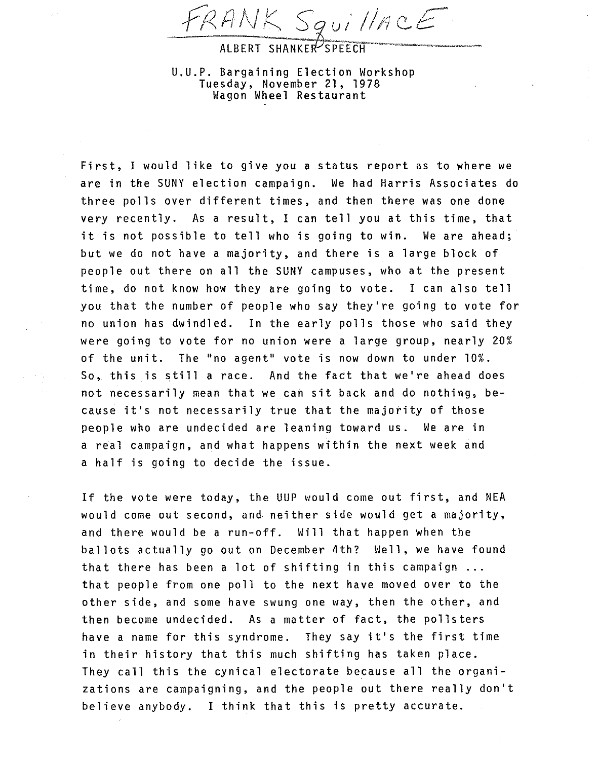FRANK Squillace

ALBERT SHANKER SPEECH

U.U.P. Bargaining Election Workshop
Tuesday, November 21, 1978
Wagon Wheel Restaurant

First, I would like to give you a status report as to where we are in the SUNY election campaign. We had Harris Associates do three polls over different times, and then there was one done very recently. As a result, I can tell you at this time, that it is not possible to tell who is going to win. We are ahead; but we do not have a majority, and there is a large block of people out there on all the SUNY campuses, who at the present time, do not know how they are going to vote. I can also tell you that the number of people who say they're going to vote for no union has dwindled. In the early polls those who said they were going to vote for no union were a large group, nearly 20% of the unit. The "no agent" vote is now down to under 10%. So, this is still a race. And the fact that we're ahead does not necessarily mean that we can sit back and do nothing, because it's not necessarily true that the majority of those people who are undecided are leaning toward us. We are in a real campaign, and what happens within the next week and a half is going to decide the issue.

If the vote were today, the UUP would come out first, and NEA would come out second, and neither side would get a majority, and there would be a run-off. Will that happen when the ballots actually go out on December 4th? Well, we have found that there has been a lot of shifting in this campaign ... that people from one poll to the next have moved over to the other side, and some have swung one way, then the other, and then become undecided. As a matter of fact, the pollsters have a name for this syndrome. They say it's the first time in their history that this much shifting has taken place. They call this the cynical electorate because all the organizations are campaigning, and the people out there really don't believe anybody. I think that this is pretty accurate.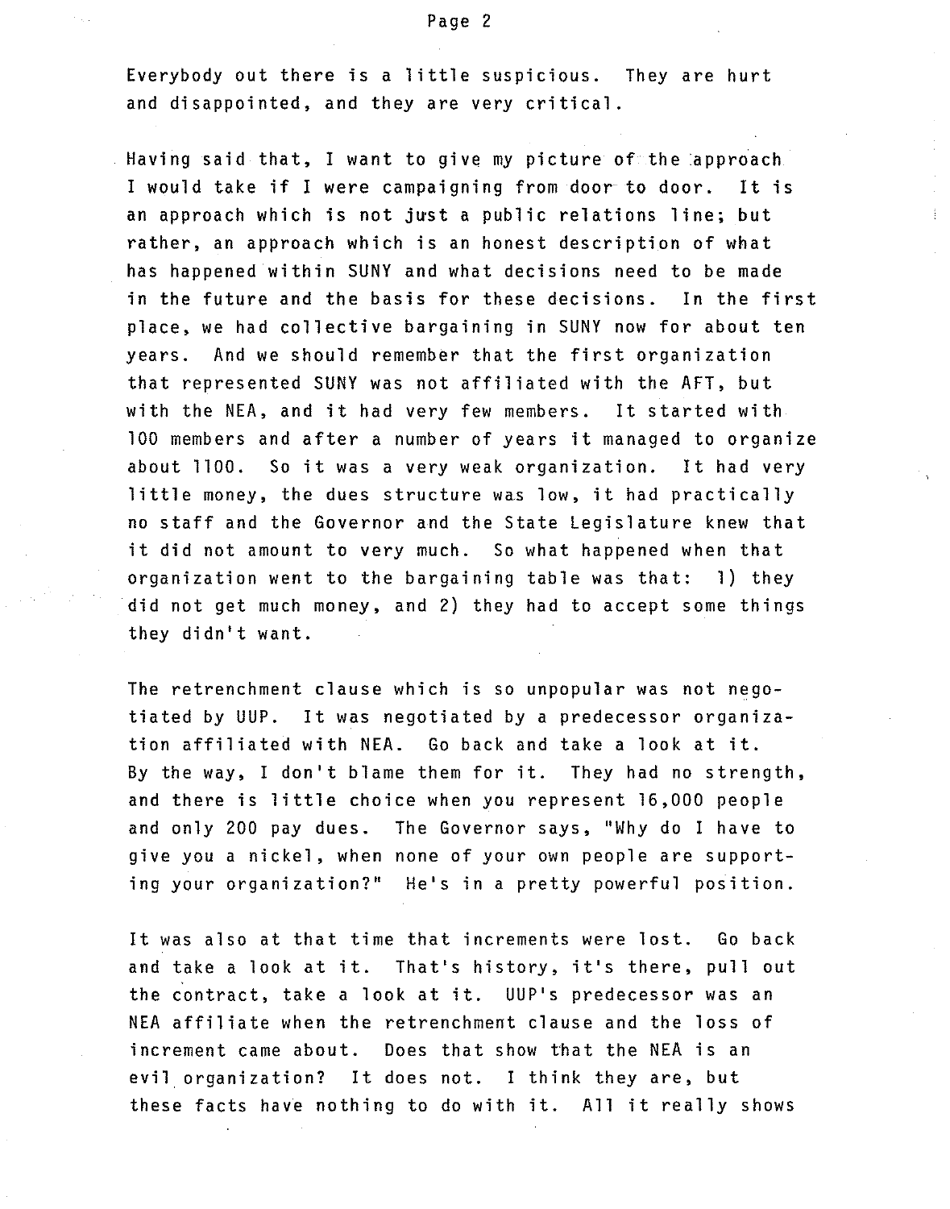Everybody out there is a little suspicious. They are hurt and disappointed, and they are very critical.

Having said that, I want to give my picture of the approach I would take if I were campaigning from door to door. It is an approach which is not just a public relations line; but rather, an approach which is an honest description of what has happened within SUNY and what decisions need to be made in the future and the basis for these decisions. In the first place, we had collective bargaining in SUNY now for about ten years. And we should remember that the first organization that represented SUNY was not affiliated with the AFT, but with the NEA, and it had very few members. It started with 100 members and after a number of years it managed to organize about 1100. So it was a very weak organization. It had very little money, the dues structure was low, it had practically no staff and the Governor and the State Legislature knew that it did not amount to very much. So what happened when that organization went to the bargaining table was that: 1) they did not get much money, and 2) they had to accept some things they didn't want.

The retrenchment clause which is so unpopular was not negotiated by UUP. It was negotiated by a predecessor organization affiliated with NEA. Go back and take a look at it. By the way, I don't blame them for it. They had no strength, and there is little choice when you represent 16,000 people and only 200 pay dues. The Governor says, "Why do I have to give you a nickel, when none of your own people are supporting your organization?" He's in a pretty powerful position.

It was also at that time that increments were lost. Go back and take a look at it. That's history, it's there, pull out the contract, take a look at it. UUP's predecessor was an NEA affiliate when the retrenchment clause and the loss of increment came about. Does that show that the NEA is an evil organization? It does not. I think they are, but these facts have nothing to do with it. All it really shows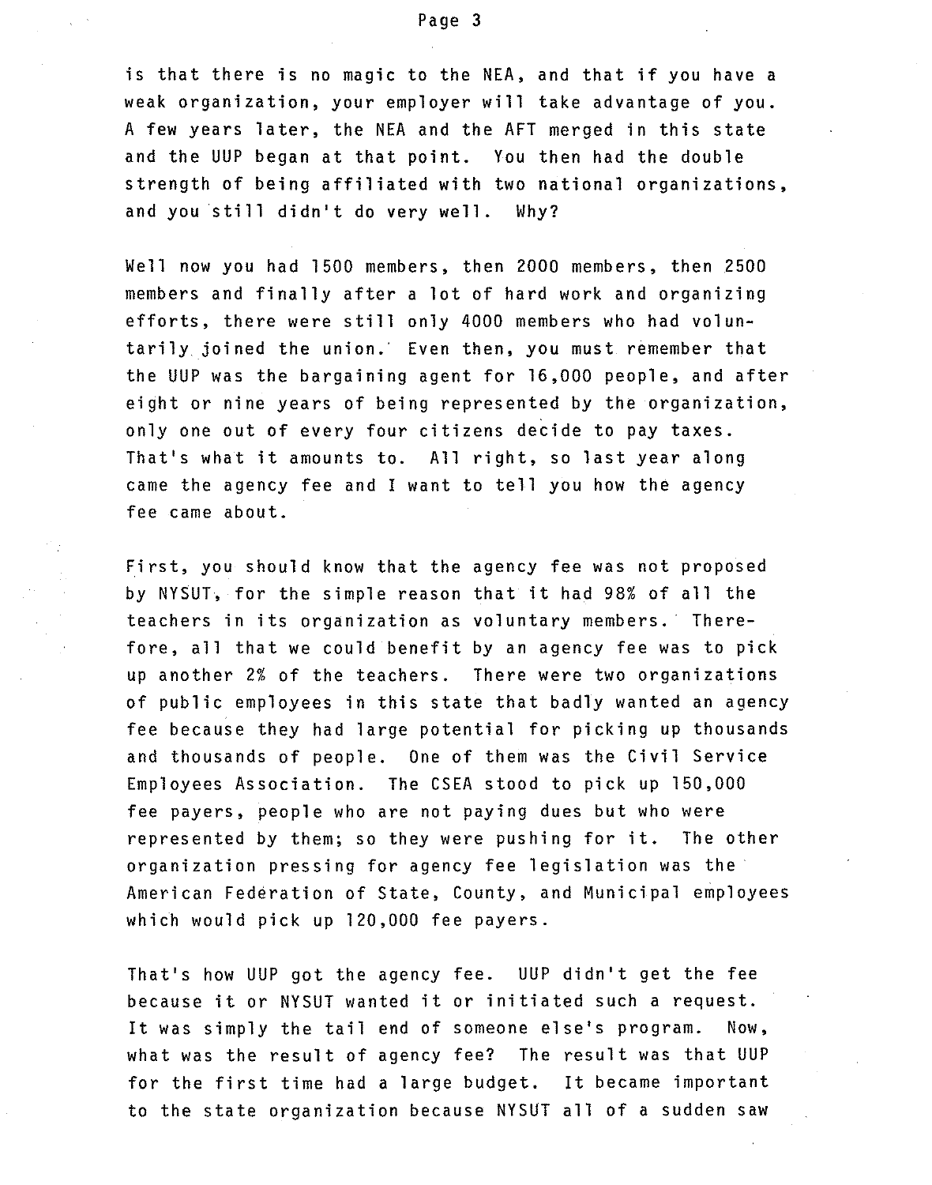is that there is no magic to the NEA, and that if you have a weak organization, your employer will take advantage of you. A few years later, the NEA and the AFT merged in this state and the UUP began at that point. You then had the double strength of being affiliated with two national organizations, and you still didn't do very well. Why?

Well now you had 1500 members, then 2000 members, then 2500 members and finally after a lot of hard work and organizing efforts, there were still only 4000 members who had voluntarily joined the union. Even then, you must remember that the UUP was the bargaining agent for 16,000 people, and after eight or nine years of being represented by the organization, only one out of every four citizens decide to pay taxes. That's what it amounts to. All right, so last year along came the agency fee and I want to tell you how the agency fee came about.

First, you should know that the agency fee was not proposed by NYSUT, for the simple reason that it had 98% of all the teachers in its organization as voluntary members. Therefore, all that we could benefit by an agency fee was to pick up another 2% of the teachers. There were two organizations of public employees in this state that badly wanted an agency fee because they had large potential for picking up thousands and thousands of people. One of them was the Civil Service Employees Association. The CSEA stood to pick up 150,000 fee payers, people who are not paying dues but who were represented by them; so they were pushing for it. The other organization pressing for agency fee legislation was the American Federation of State, County, and Municipal employees which would pick up 120,000 fee payers.

That's how UUP got the agency fee. UUP didn't get the fee because it or NYSUT wanted it or initiated such a request. It was simply the tail end of someone else's program. Now, what was the result of agency fee? The result was that UUP for the first time had a large budget. It became important to the state organization because NYSUT all of a sudden saw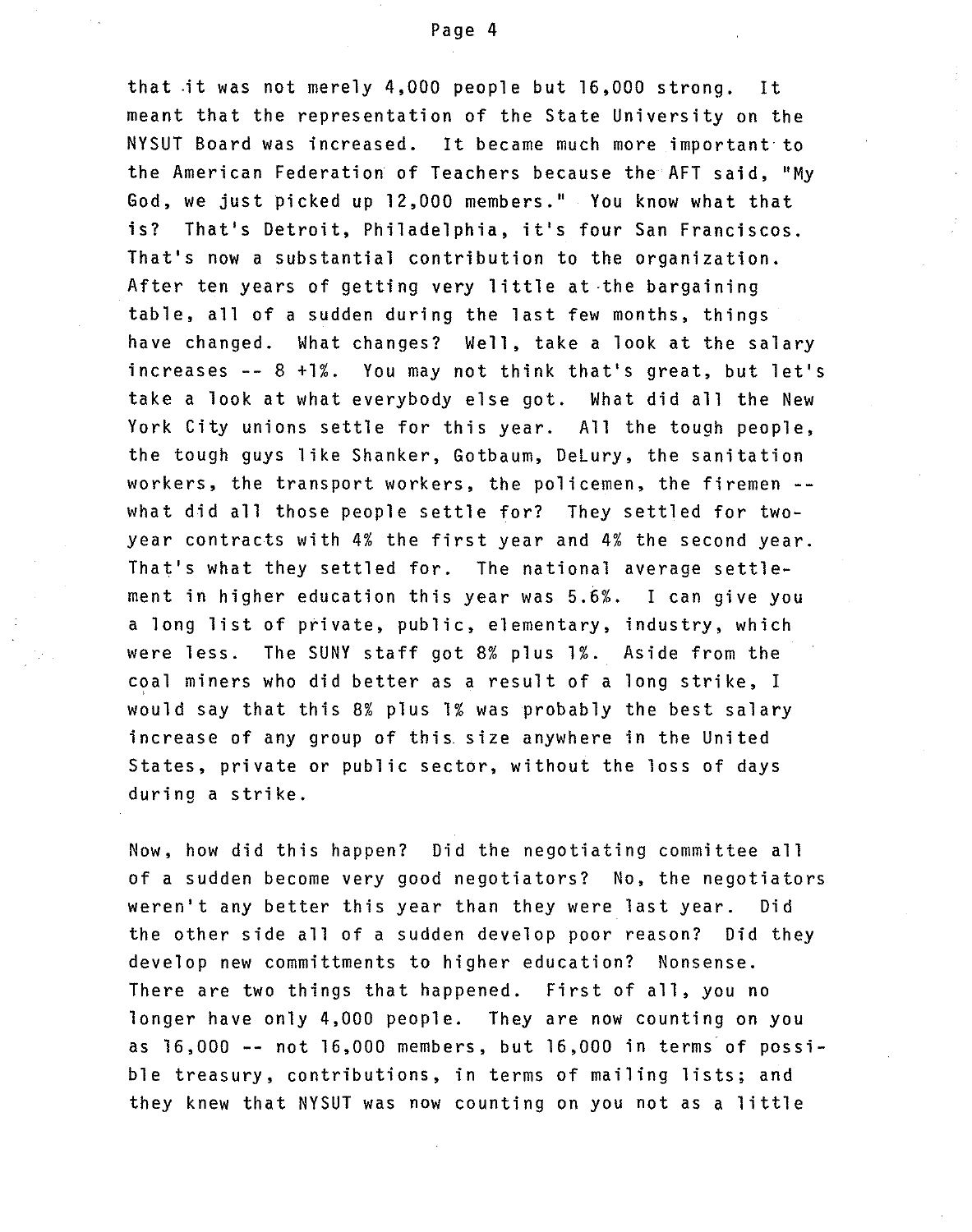that it was not merely 4,000 people but 16,000 strong. It meant that the representation of the State University on the NYSUT Board was increased. It became much more important to the American Federation of Teachers because the AFT said, "My God, we just picked up 12,000 members." You know what that is? That's Detroit, Philadelphia, it's four San Franciscos. That's now a substantial contribution to the organization. After ten years of getting very little at the bargaining table, all of a sudden during the last few months, things have changed. What changes? Well, take a look at the salary increases -- 8 +1%. You may not think that's great, but let's take a look at what everybody else got. What did all the New York City unions settle for this year. All the tough people, the tough guys like Shanker, Gotbaum, DeLury, the sanitation workers, the transport workers, the policemen, the firemen -- what did all those people settle for? They settled for two-year contracts with 4% the first year and 4% the second year. That's what they settled for. The national average settlement in higher education this year was 5.6%. I can give you a long list of private, public, elementary, industry, which were less. The SUNY staff got 8% plus 1%. Aside from the coal miners who did better as a result of a long strike, I would say that this 8% plus 1% was probably the best salary increase of any group of this size anywhere in the United States, private or public sector, without the loss of days during a strike.

Now, how did this happen? Did the negotiating committee all of a sudden become very good negotiators? No, the negotiators weren't any better this year than they were last year. Did the other side all of a sudden develop poor reason? Did they develop new committments to higher education? Nonsense. There are two things that happened. First of all, you no longer have only 4,000 people. They are now counting on you as 16,000 -- not 16,000 members, but 16,000 in terms of possible treasury, contributions, in terms of mailing lists; and they knew that NYSUT was now counting on you not as a little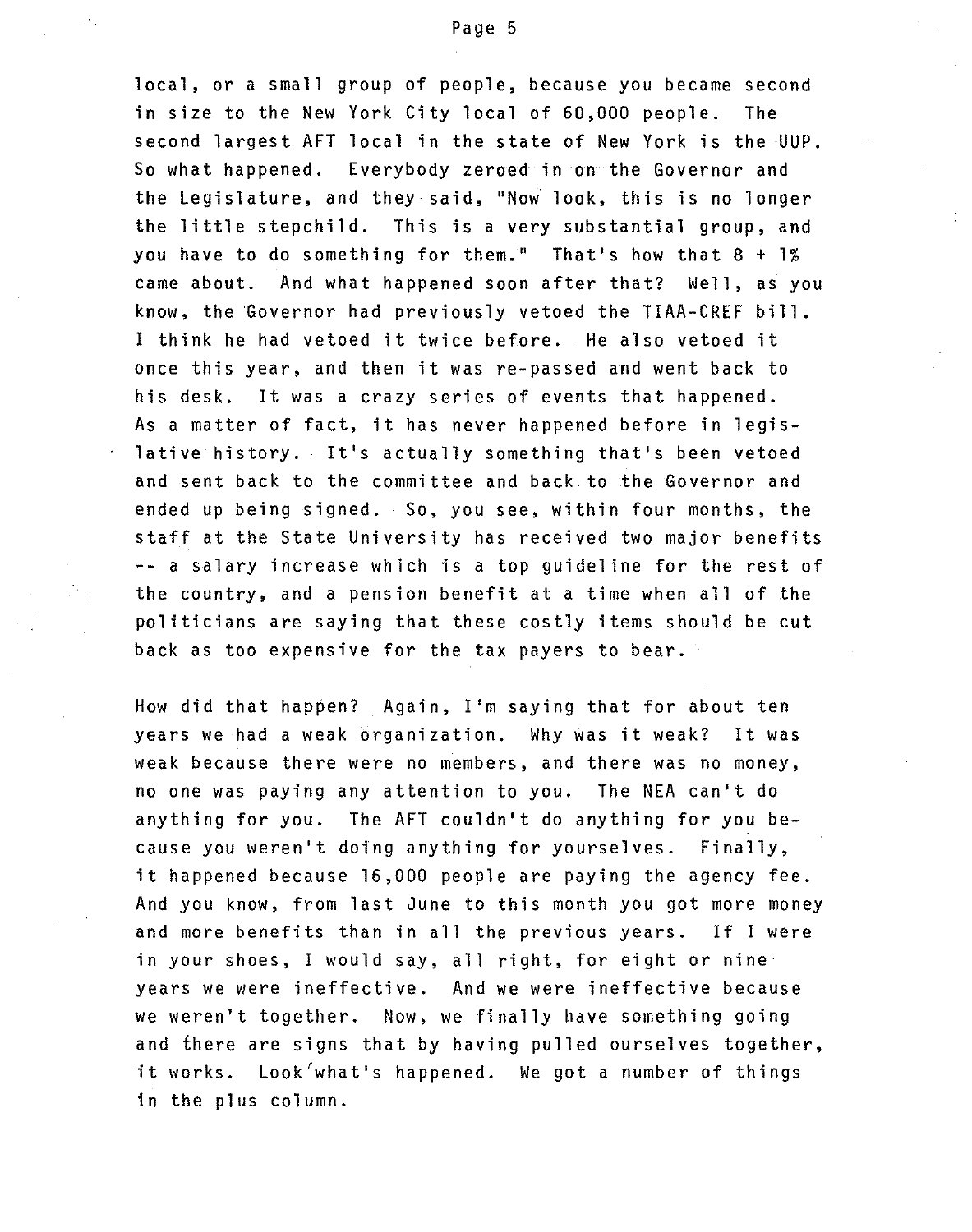local, or a small group of people, because you became second in size to the New York City local of 60,000 people. The second largest AFT local in the state of New York is the UUP. So what happened. Everybody zeroed in on the Governor and the Legislature, and they said, "Now look, this is no longer the little stepchild. This is a very substantial group, and you have to do something for them." That's how that 8 + 1% came about. And what happened soon after that? Well, as you know, the Governor had previously vetoed the TIAA-CREF bill. I think he had vetoed it twice before. He also vetoed it once this year, and then it was re-passed and went back to his desk. It was a crazy series of events that happened. As a matter of fact, it has never happened before in legislative history. It's actually something that's been vetoed and sent back to the committee and back to the Governor and ended up being signed. So, you see, within four months, the staff at the State University has received two major benefits -- a salary increase which is a top guideline for the rest of the country, and a pension benefit at a time when all of the politicians are saying that these costly items should be cut back as too expensive for the tax payers to bear.

How did that happen? Again, I'm saying that for about ten years we had a weak organization. Why was it weak? It was weak because there were no members, and there was no money, no one was paying any attention to you. The NEA can't do anything for you. The AFT couldn't do anything for you because you weren't doing anything for yourselves. Finally, it happened because 16,000 people are paying the agency fee. And you know, from last June to this month you got more money and more benefits than in all the previous years. If I were in your shoes, I would say, all right, for eight or nine years we were ineffective. And we were ineffective because we weren't together. Now, we finally have something going and there are signs that by having pulled ourselves together, it works. Look what's happened. We got a number of things in the plus column.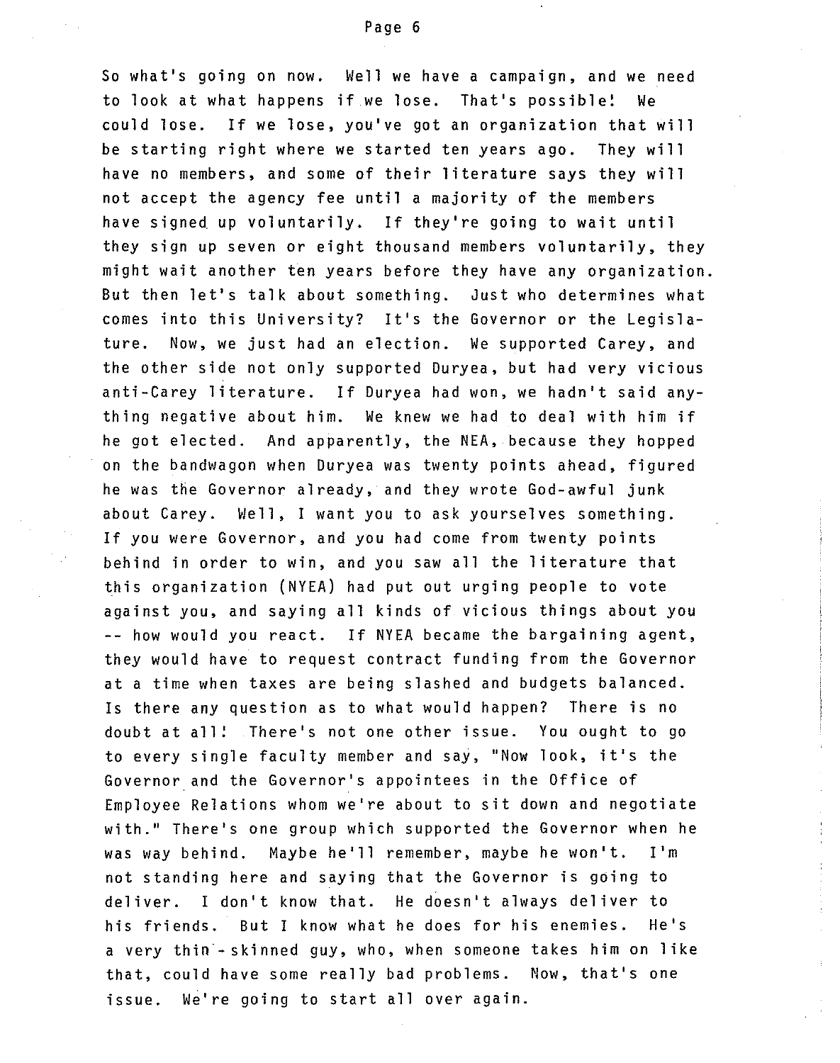So what's going on now. Well we have a campaign, and we need to look at what happens if we lose. That's possible! We could lose. If we lose, you've got an organization that will be starting right where we started ten years ago. They will have no members, and some of their literature says they will not accept the agency fee until a majority of the members have signed up voluntarily. If they're going to wait until they sign up seven or eight thousand members voluntarily, they might wait another ten years before they have any organization. But then let's talk about something. Just who determines what comes into this University? It's the Governor or the Legislature. Now, we just had an election. We supported Carey, and the other side not only supported Duryea, but had very vicious anti-Carey literature. If Duryea had won, we hadn't said anything negative about him. We knew we had to deal with him if he got elected. And apparently, the NEA, because they hopped on the bandwagon when Duryea was twenty points ahead, figured he was the Governor already, and they wrote God-awful junk about Carey. Well, I want you to ask yourselves something. If you were Governor, and you had come from twenty points behind in order to win, and you saw all the literature that this organization (NYEA) had put out urging people to vote against you, and saying all kinds of vicious things about you -- how would you react. If NYEA became the bargaining agent, they would have to request contract funding from the Governor at a time when taxes are being slashed and budgets balanced. Is there any question as to what would happen? There is no doubt at all! There's not one other issue. You ought to go to every single faculty member and say, "Now look, it's the Governor and the Governor's appointees in the Office of Employee Relations whom we're about to sit down and negotiate with." There's one group which supported the Governor when he was way behind. Maybe he'll remember, maybe he won't. I'm not standing here and saying that the Governor is going to deliver. I don't know that. He doesn't always deliver to his friends. But I know what he does for his enemies. He's a very thin-skinned guy, who, when someone takes him on like that, could have some really bad problems. Now, that's one issue. We're going to start all over again.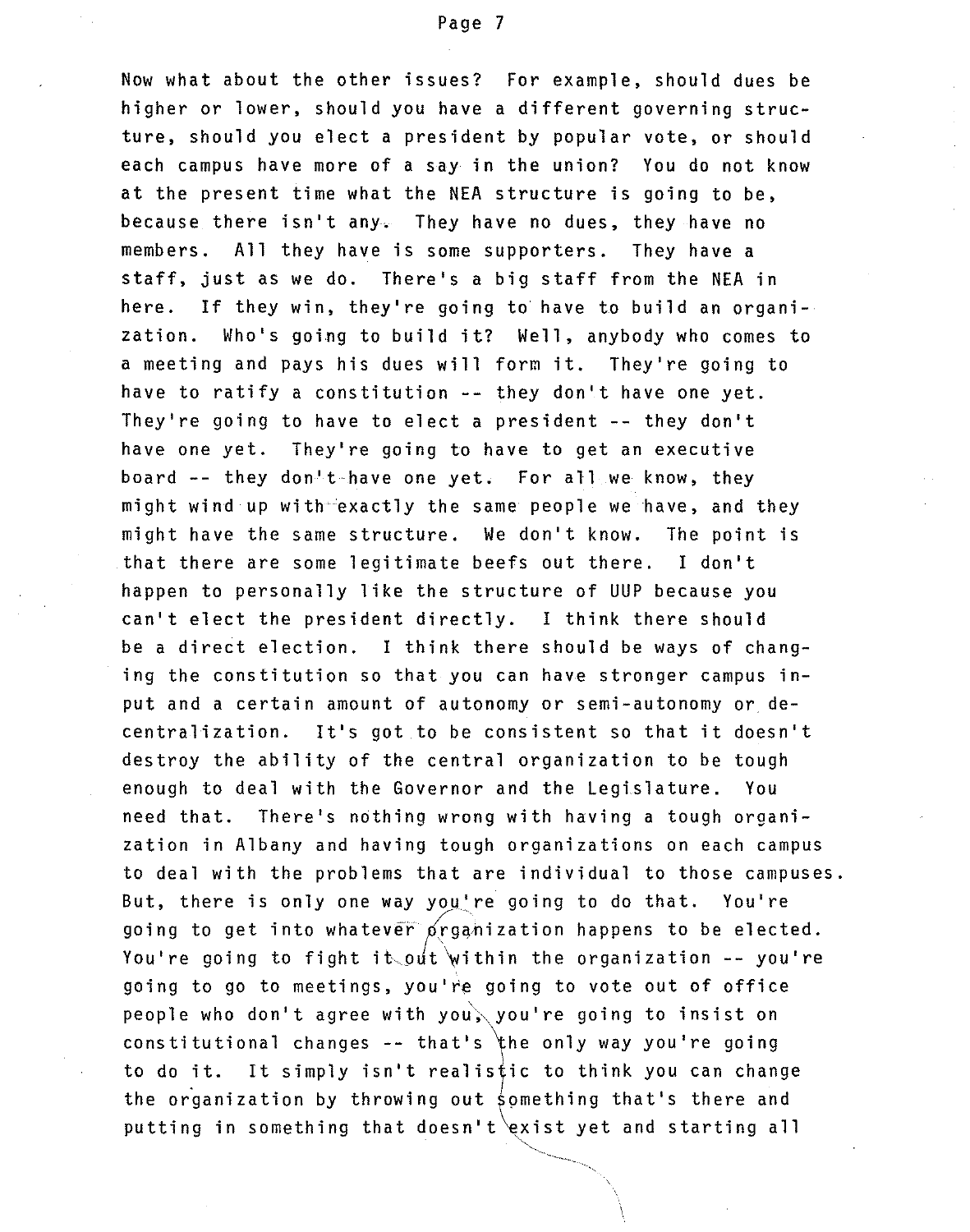Now what about the other issues? For example, should dues be higher or lower, should you have a different governing structure, should you elect a president by popular vote, or should each campus have more of a say in the union? You do not know at the present time what the NEA structure is going to be, because there isn't any. They have no dues, they have no members. All they have is some supporters. They have a staff, just as we do. There's a big staff from the NEA in here. If they win, they're going to have to build an organization. Who's going to build it? Well, anybody who comes to a meeting and pays his dues will form it. They're going to have to ratify a constitution -- they don't have one yet. They're going to have to elect a president -- they don't have one yet. They're going to have to get an executive board -- they don't have one yet. For all we know, they might wind up with exactly the same people we have, and they might have the same structure. We don't know. The point is that there are some legitimate beefs out there. I don't happen to personally like the structure of UUP because you can't elect the president directly. I think there should be a direct election. I think there should be ways of changing the constitution so that you can have stronger campus input and a certain amount of autonomy or semi-autonomy or decentralization. It's got to be consistent so that it doesn't destroy the ability of the central organization to be tough enough to deal with the Governor and the Legislature. You need that. There's nothing wrong with having a tough organization in Albany and having tough organizations on each campus to deal with the problems that are individual to those campuses. But, there is only one way you're going to do that. You're going to get into whatever organization happens to be elected. You're going to fight it out within the organization -- you're going to go to meetings, you're going to vote out of office people who don't agree with you, you're going to insist on constitutional changes -- that's the only way you're going to do it. It simply isn't realistic to think you can change the organization by throwing out something that's there and putting in something that doesn't exist yet and starting all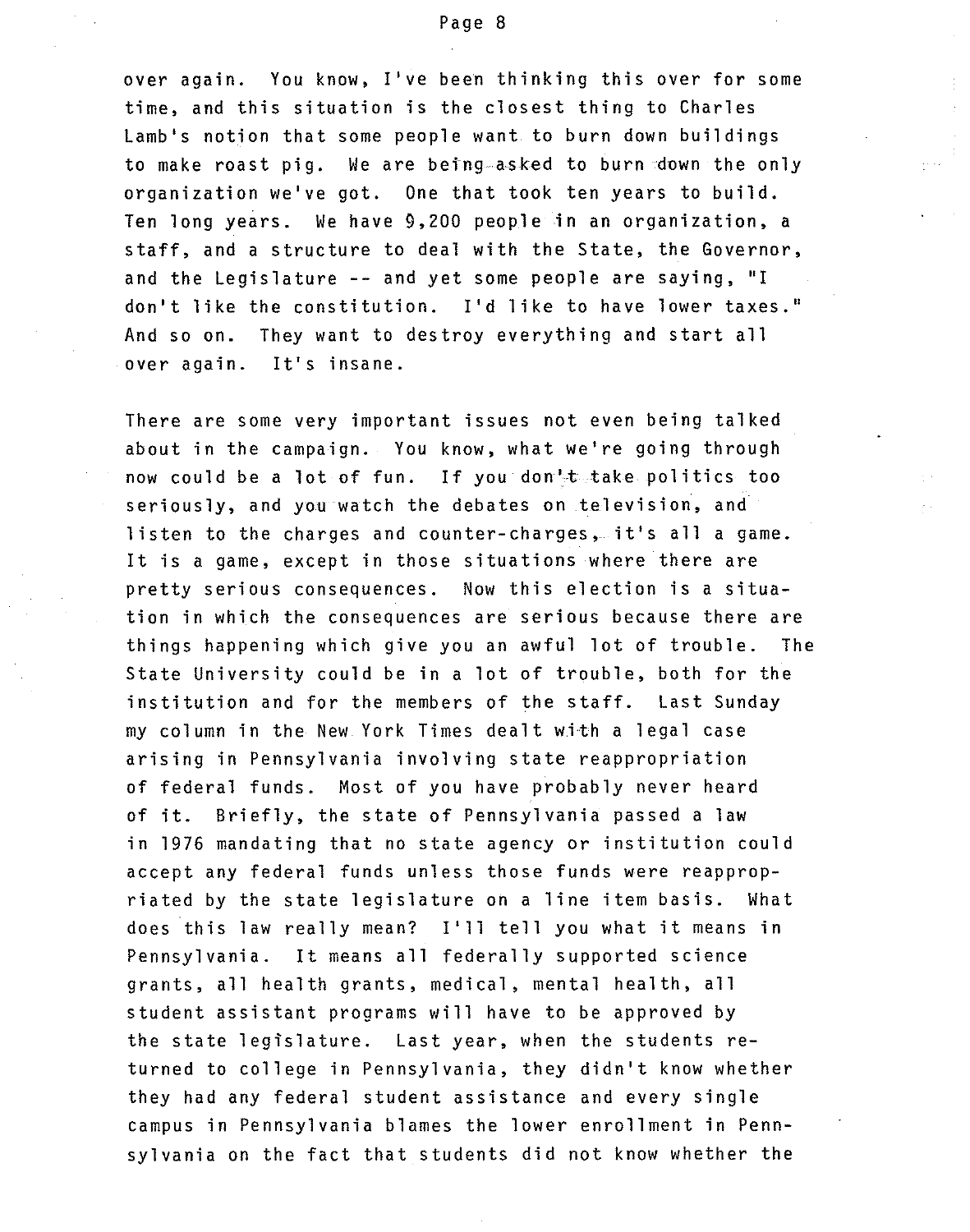over again. You know, I've been thinking this over for some time, and this situation is the closest thing to Charles Lamb's notion that some people want to burn down buildings to make roast pig. We are being asked to burn down the only organization we've got. One that took ten years to build. Ten long years. We have 9,200 people in an organization, a staff, and a structure to deal with the State, the Governor, and the Legislature -- and yet some people are saying, "I don't like the constitution. I'd like to have lower taxes." And so on. They want to destroy everything and start all over again. It's insane.

There are some very important issues not even being talked about in the campaign. You know, what we're going through now could be a lot of fun. If you don't take politics too seriously, and you watch the debates on television, and listen to the charges and counter-charges, it's all a game. It is a game, except in those situations where there are pretty serious consequences. Now this election is a situation in which the consequences are serious because there are things happening which give you an awful lot of trouble. The State University could be in a lot of trouble, both for the institution and for the members of the staff. Last Sunday my column in the New York Times dealt with a legal case arising in Pennsylvania involving state reappropriation of federal funds. Most of you have probably never heard of it. Briefly, the state of Pennsylvania passed a law in 1976 mandating that no state agency or institution could accept any federal funds unless those funds were reappropriated by the state legislature on a line item basis. What does this law really mean? I'll tell you what it means in Pennsylvania. It means all federally supported science grants, all health grants, medical, mental health, all student assistant programs will have to be approved by the state legislature. Last year, when the students returned to college in Pennsylvania, they didn't know whether they had any federal student assistance and every single campus in Pennsylvania blames the lower enrollment in Pennsylvania on the fact that students did not know whether the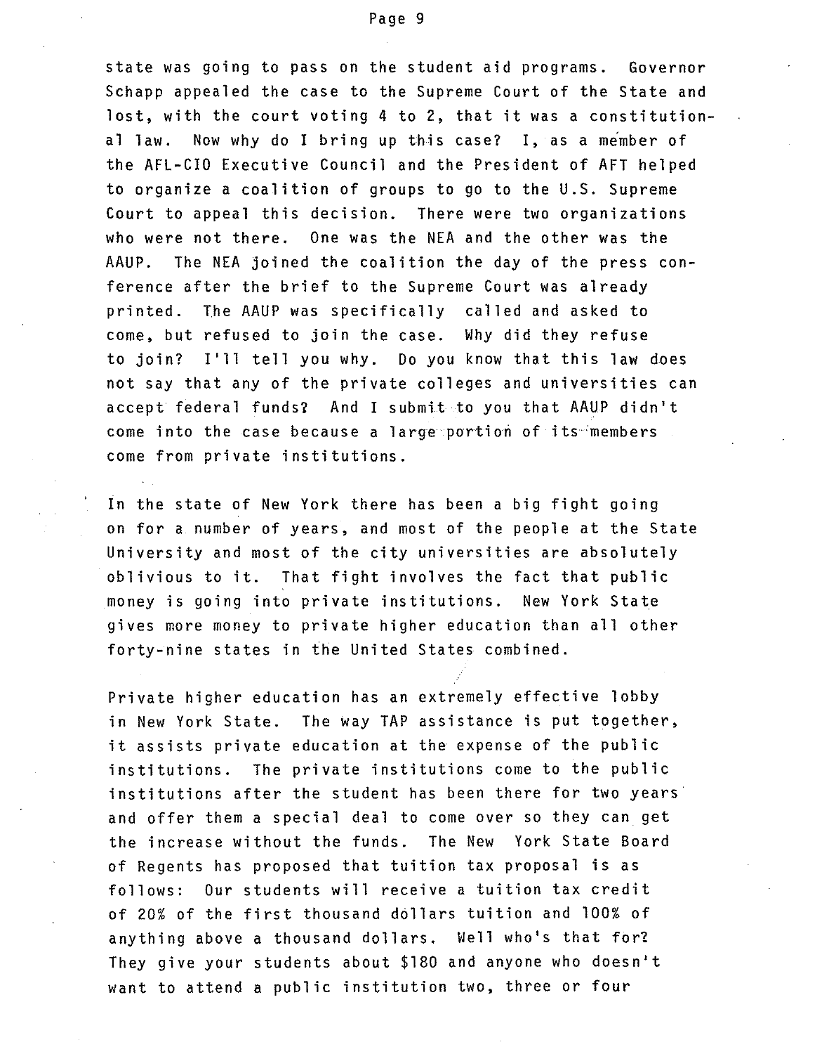state was going to pass on the student aid programs. Governor Schapp appealed the case to the Supreme Court of the State and lost, with the court voting 4 to 2, that it was a constitutional law. Now why do I bring up this case? I, as a member of the AFL-CIO Executive Council and the President of AFT helped to organize a coalition of groups to go to the U.S. Supreme Court to appeal this decision. There were two organizations who were not there. One was the NEA and the other was the AAUP. The NEA joined the coalition the day of the press conference after the brief to the Supreme Court was already printed. The AAUP was specifically called and asked to come, but refused to join the case. Why did they refuse to join? I'll tell you why. Do you know that this law does not say that any of the private colleges and universities can accept federal funds? And I submit to you that AAUP didn't come into the case because a large portion of its members come from private institutions.

In the state of New York there has been a big fight going on for a number of years, and most of the people at the State University and most of the city universities are absolutely oblivious to it. That fight involves the fact that public money is going into private institutions. New York State gives more money to private higher education than all other forty-nine states in the United States combined.

Private higher education has an extremely effective lobby in New York State. The way TAP assistance is put together, it assists private education at the expense of the public institutions. The private institutions come to the public institutions after the student has been there for two years and offer them a special deal to come over so they can get the increase without the funds. The New York State Board of Regents has proposed that tuition tax proposal is as follows: Our students will receive a tuition tax credit of 20% of the first thousand dollars tuition and 100% of anything above a thousand dollars. Well who's that for? They give your students about $180 and anyone who doesn't want to attend a public institution two, three or four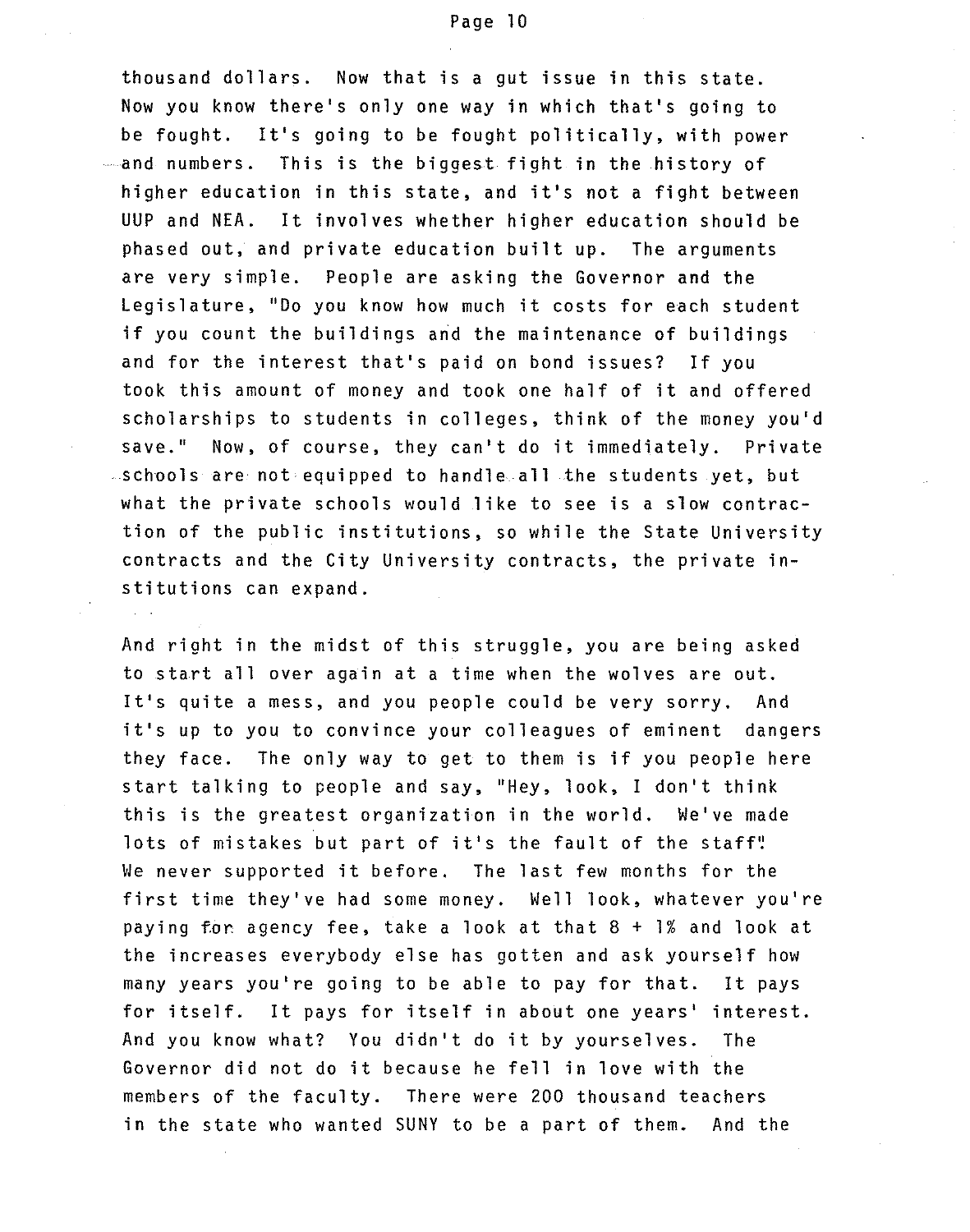thousand dollars. Now that is a gut issue in this state. Now you know there's only one way in which that's going to be fought. It's going to be fought politically, with power and numbers. This is the biggest fight in the history of higher education in this state, and it's not a fight between UUP and NEA. It involves whether higher education should be phased out, and private education built up. The arguments are very simple. People are asking the Governor and the Legislature, "Do you know how much it costs for each student if you count the buildings and the maintenance of buildings and for the interest that's paid on bond issues? If you took this amount of money and took one half of it and offered scholarships to students in colleges, think of the money you'd save." Now, of course, they can't do it immediately. Private schools are not equipped to handle all the students yet, but what the private schools would like to see is a slow contraction of the public institutions, so while the State University contracts and the City University contracts, the private institutions can expand.

And right in the midst of this struggle, you are being asked to start all over again at a time when the wolves are out. It's quite a mess, and you people could be very sorry. And it's up to you to convince your colleagues of eminent dangers they face. The only way to get to them is if you people here start talking to people and say, "Hey, look, I don't think this is the greatest organization in the world. We've made lots of mistakes but part of it's the fault of the staff". We never supported it before. The last few months for the first time they've had some money. Well look, whatever you're paying for agency fee, take a look at that 8 + 1% and look at the increases everybody else has gotten and ask yourself how many years you're going to be able to pay for that. It pays for itself. It pays for itself in about one years' interest. And you know what? You didn't do it by yourselves. The Governor did not do it because he fell in love with the members of the faculty. There were 200 thousand teachers in the state who wanted SUNY to be a part of them. And the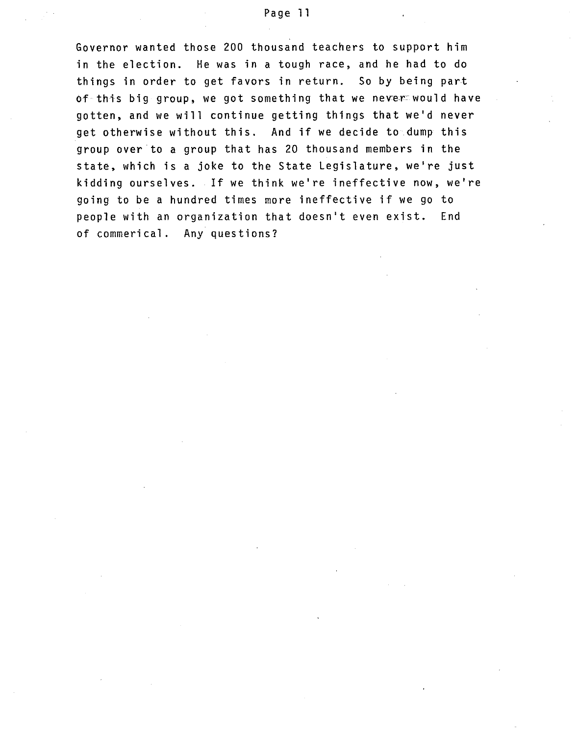Governor wanted those 200 thousand teachers to support him in the election. He was in a tough race, and he had to do things in order to get favors in return. So by being part of this big group, we got something that we never would have gotten, and we will continue getting things that we'd never get otherwise without this. And if we decide to dump this group over to a group that has 20 thousand members in the state, which is a joke to the State Legislature, we're just kidding ourselves. If we think we're ineffective now, we're going to be a hundred times more ineffective if we go to people with an organization that doesn't even exist. End of commerical. Any questions?